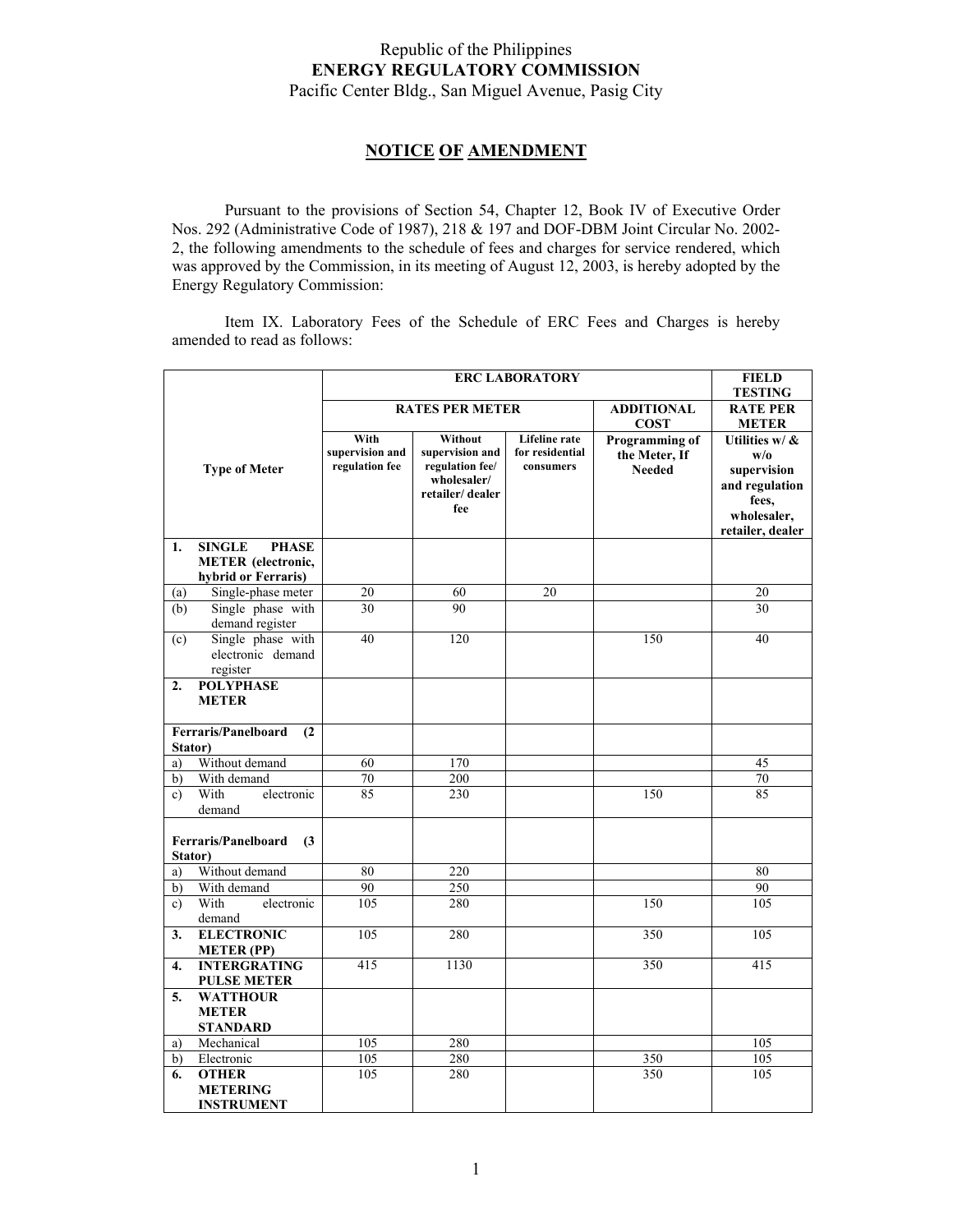Republic of the Philippines
**ENERGY REGULATORY COMMISSION**
Pacific Center Bldg., San Miguel Avenue, Pasig City

## NOTICE OF AMENDMENT

Pursuant to the provisions of Section 54, Chapter 12, Book IV of Executive Order Nos. 292 (Administrative Code of 1987), 218 & 197 and DOF-DBM Joint Circular No. 2002-2, the following amendments to the schedule of fees and charges for service rendered, which was approved by the Commission, in its meeting of August 12, 2003, is hereby adopted by the Energy Regulatory Commission:

Item IX. Laboratory Fees of the Schedule of ERC Fees and Charges is hereby amended to read as follows:

| Type of Meter | ERC LABORATORY | | | | FIELD TESTING |
|---|---|---|---|---|---|
| | RATES PER METER | | | ADDITIONAL COST | RATE PER METER |
| | With supervision and regulation fee | Without supervision and regulation fee/ wholesaler/ retailer/ dealer fee | Lifeline rate for residential consumers | Programming of the Meter, If Needed | Utilities w/ & w/o supervision and regulation fees, wholesaler, retailer, dealer |
| **1. SINGLE PHASE METER (electronic, hybrid or Ferraris)** | | | | | |
| (a) Single-phase meter | 20 | 60 | 20 | | 20 |
| (b) Single phase with demand register | 30 | 90 | | | 30 |
| (c) Single phase with electronic demand register | 40 | 120 | | 150 | 40 |
| **2. POLYPHASE METER** | | | | | |
| **Ferraris/Panelboard (2 Stator)** | | | | | |
| a) Without demand | 60 | 170 | | | 45 |
| b) With demand | 70 | 200 | | | 70 |
| c) With electronic demand | 85 | 230 | | 150 | 85 |
| **Ferraris/Panelboard (3 Stator)** | | | | | |
| a) Without demand | 80 | 220 | | | 80 |
| b) With demand | 90 | 250 | | | 90 |
| c) With electronic demand | 105 | 280 | | 150 | 105 |
| **3. ELECTRONIC METER (PP)** | 105 | 280 | | 350 | 105 |
| **4. INTERGRATING PULSE METER** | 415 | 1130 | | 350 | 415 |
| **5. WATTHOUR METER STANDARD** | | | | | |
| a) Mechanical | 105 | 280 | | | 105 |
| b) Electronic | 105 | 280 | | 350 | 105 |
| **6. OTHER METERING INSTRUMENT** | 105 | 280 | | 350 | 105 |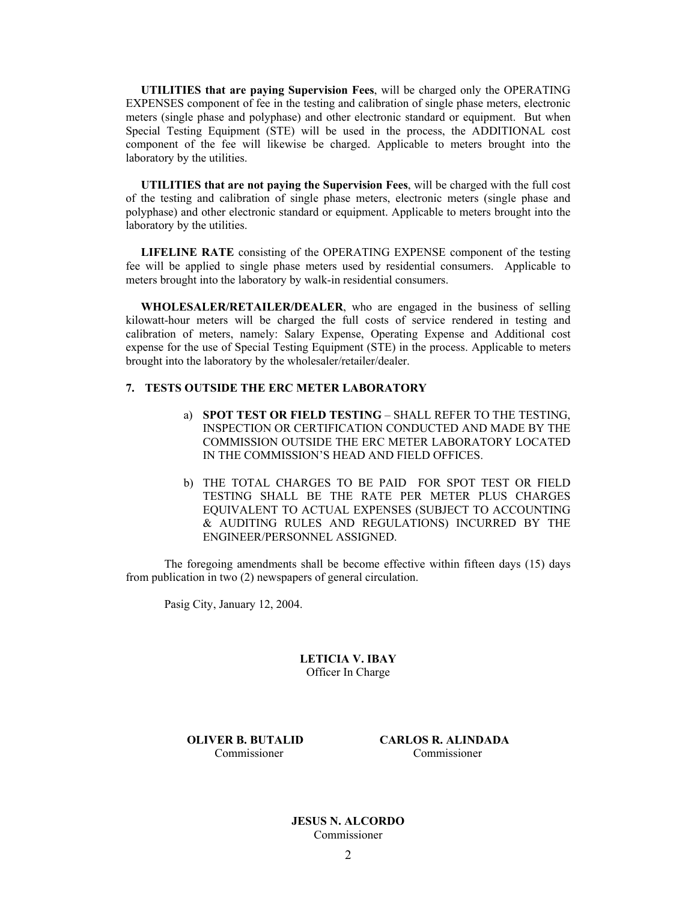**UTILITIES that are paying Supervision Fees**, will be charged only the OPERATING EXPENSES component of fee in the testing and calibration of single phase meters, electronic meters (single phase and polyphase) and other electronic standard or equipment. But when Special Testing Equipment (STE) will be used in the process, the ADDITIONAL cost component of the fee will likewise be charged. Applicable to meters brought into the laboratory by the utilities.

**UTILITIES that are not paying the Supervision Fees**, will be charged with the full cost of the testing and calibration of single phase meters, electronic meters (single phase and polyphase) and other electronic standard or equipment. Applicable to meters brought into the laboratory by the utilities.

**LIFELINE RATE** consisting of the OPERATING EXPENSE component of the testing fee will be applied to single phase meters used by residential consumers. Applicable to meters brought into the laboratory by walk-in residential consumers.

**WHOLESALER/RETAILER/DEALER**, who are engaged in the business of selling kilowatt-hour meters will be charged the full costs of service rendered in testing and calibration of meters, namely: Salary Expense, Operating Expense and Additional cost expense for the use of Special Testing Equipment (STE) in the process. Applicable to meters brought into the laboratory by the wholesaler/retailer/dealer.

**7. TESTS OUTSIDE THE ERC METER LABORATORY**

a) **SPOT TEST OR FIELD TESTING** – SHALL REFER TO THE TESTING, INSPECTION OR CERTIFICATION CONDUCTED AND MADE BY THE COMMISSION OUTSIDE THE ERC METER LABORATORY LOCATED IN THE COMMISSION'S HEAD AND FIELD OFFICES.

b) THE TOTAL CHARGES TO BE PAID FOR SPOT TEST OR FIELD TESTING SHALL BE THE RATE PER METER PLUS CHARGES EQUIVALENT TO ACTUAL EXPENSES (SUBJECT TO ACCOUNTING & AUDITING RULES AND REGULATIONS) INCURRED BY THE ENGINEER/PERSONNEL ASSIGNED.

The foregoing amendments shall be become effective within fifteen days (15) days from publication in two (2) newspapers of general circulation.

Pasig City, January 12, 2004.

**LETICIA V. IBAY**
Officer In Charge

**OLIVER B. BUTALID**
Commissioner

**CARLOS R. ALINDADA**
Commissioner

**JESUS N. ALCORDO**
Commissioner